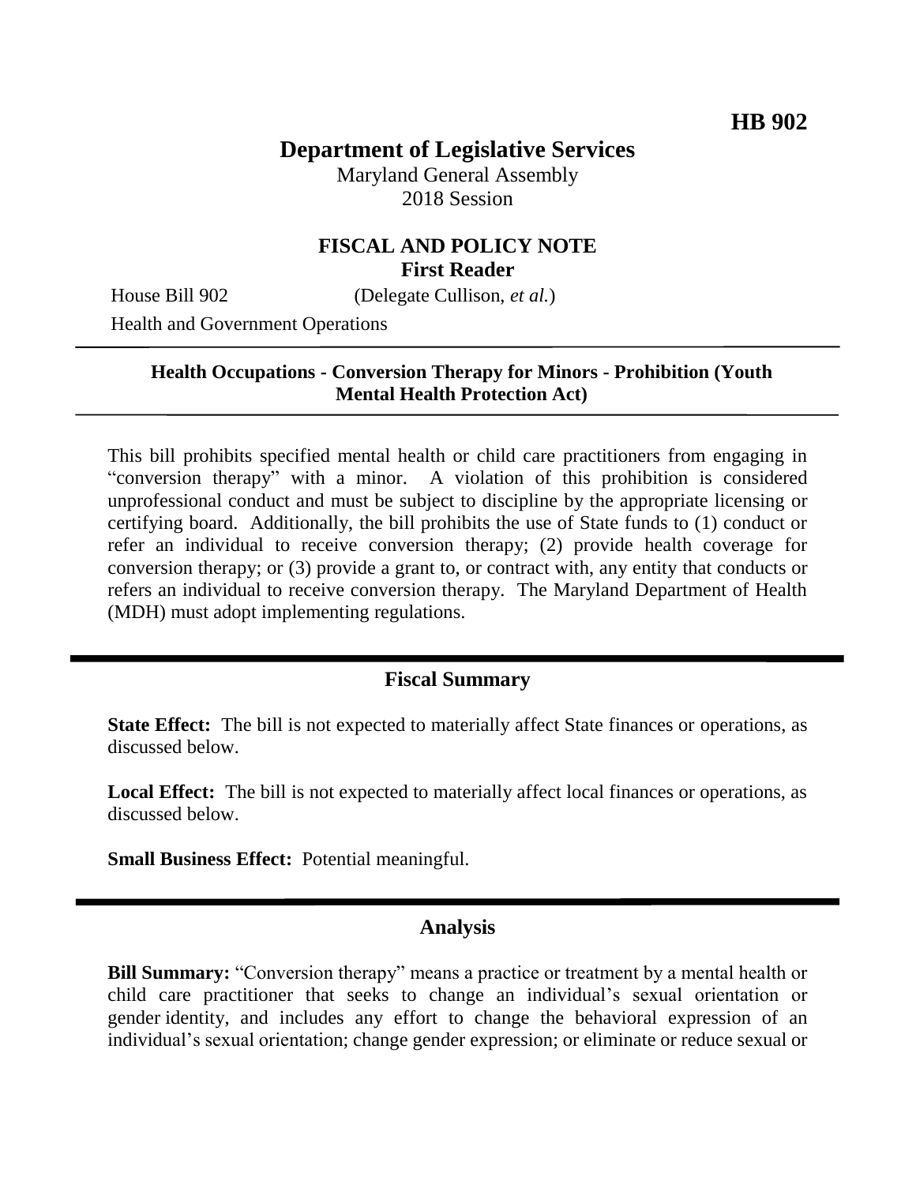**HB 902**

# Department of Legislative Services

Maryland General Assembly
2018 Session

## FISCAL AND POLICY NOTE
**First Reader**

House Bill 902 (Delegate Cullison, *et al.*)

Health and Government Operations

---

**Health Occupations - Conversion Therapy for Minors - Prohibition (Youth Mental Health Protection Act)**

---

This bill prohibits specified mental health or child care practitioners from engaging in "conversion therapy" with a minor. A violation of this prohibition is considered unprofessional conduct and must be subject to discipline by the appropriate licensing or certifying board. Additionally, the bill prohibits the use of State funds to (1) conduct or refer an individual to receive conversion therapy; (2) provide health coverage for conversion therapy; or (3) provide a grant to, or contract with, any entity that conducts or refers an individual to receive conversion therapy. The Maryland Department of Health (MDH) must adopt implementing regulations.

## Fiscal Summary

**State Effect:** The bill is not expected to materially affect State finances or operations, as discussed below.

**Local Effect:** The bill is not expected to materially affect local finances or operations, as discussed below.

**Small Business Effect:** Potential meaningful.

## Analysis

**Bill Summary:** "Conversion therapy" means a practice or treatment by a mental health or child care practitioner that seeks to change an individual's sexual orientation or gender identity, and includes any effort to change the behavioral expression of an individual's sexual orientation; change gender expression; or eliminate or reduce sexual or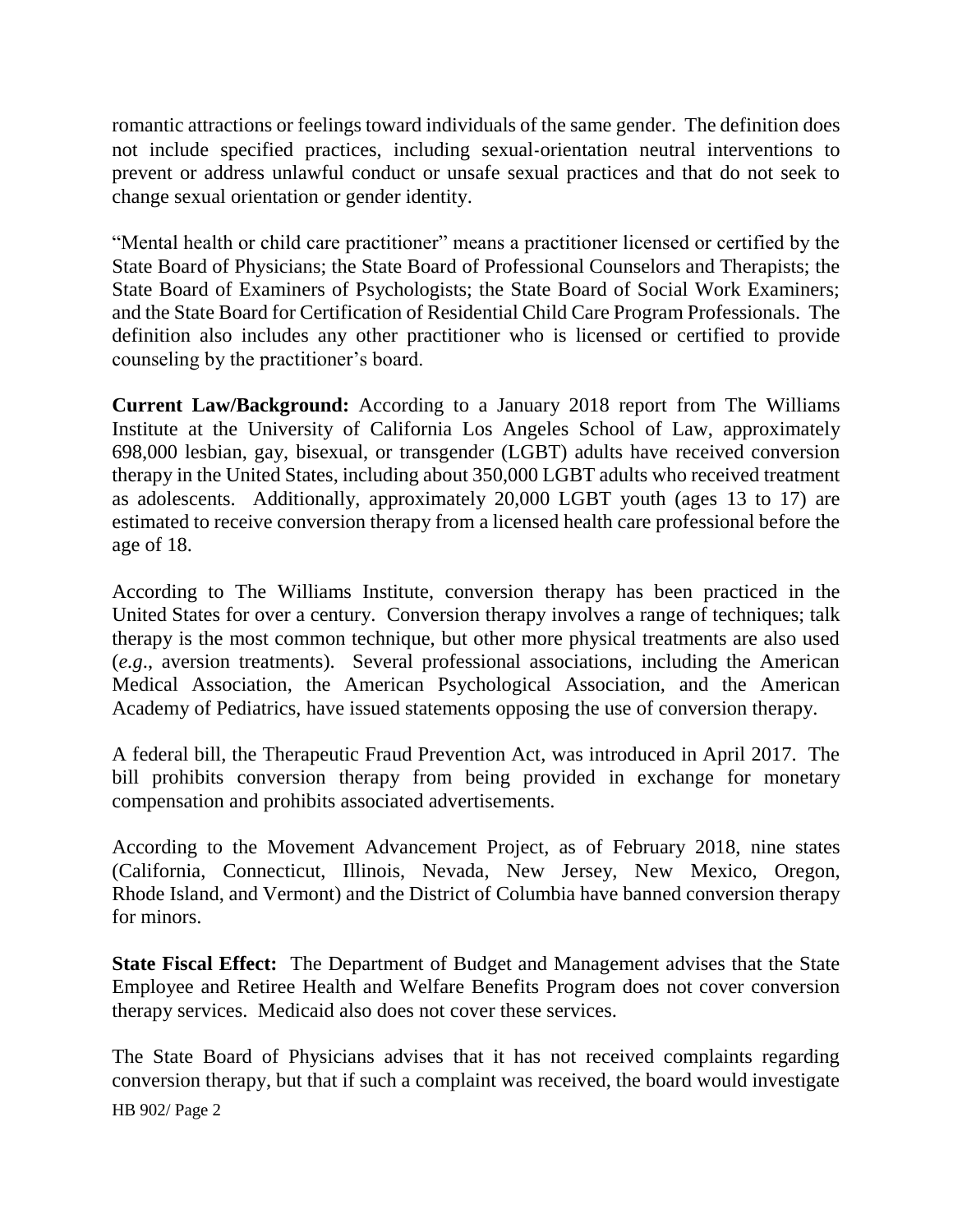romantic attractions or feelings toward individuals of the same gender. The definition does not include specified practices, including sexual-orientation neutral interventions to prevent or address unlawful conduct or unsafe sexual practices and that do not seek to change sexual orientation or gender identity.

"Mental health or child care practitioner" means a practitioner licensed or certified by the State Board of Physicians; the State Board of Professional Counselors and Therapists; the State Board of Examiners of Psychologists; the State Board of Social Work Examiners; and the State Board for Certification of Residential Child Care Program Professionals. The definition also includes any other practitioner who is licensed or certified to provide counseling by the practitioner's board.

**Current Law/Background:** According to a January 2018 report from The Williams Institute at the University of California Los Angeles School of Law, approximately 698,000 lesbian, gay, bisexual, or transgender (LGBT) adults have received conversion therapy in the United States, including about 350,000 LGBT adults who received treatment as adolescents. Additionally, approximately 20,000 LGBT youth (ages 13 to 17) are estimated to receive conversion therapy from a licensed health care professional before the age of 18.

According to The Williams Institute, conversion therapy has been practiced in the United States for over a century. Conversion therapy involves a range of techniques; talk therapy is the most common technique, but other more physical treatments are also used (*e.g.*, aversion treatments). Several professional associations, including the American Medical Association, the American Psychological Association, and the American Academy of Pediatrics, have issued statements opposing the use of conversion therapy.

A federal bill, the Therapeutic Fraud Prevention Act, was introduced in April 2017. The bill prohibits conversion therapy from being provided in exchange for monetary compensation and prohibits associated advertisements.

According to the Movement Advancement Project, as of February 2018, nine states (California, Connecticut, Illinois, Nevada, New Jersey, New Mexico, Oregon, Rhode Island, and Vermont) and the District of Columbia have banned conversion therapy for minors.

**State Fiscal Effect:** The Department of Budget and Management advises that the State Employee and Retiree Health and Welfare Benefits Program does not cover conversion therapy services. Medicaid also does not cover these services.

The State Board of Physicians advises that it has not received complaints regarding conversion therapy, but that if such a complaint was received, the board would investigate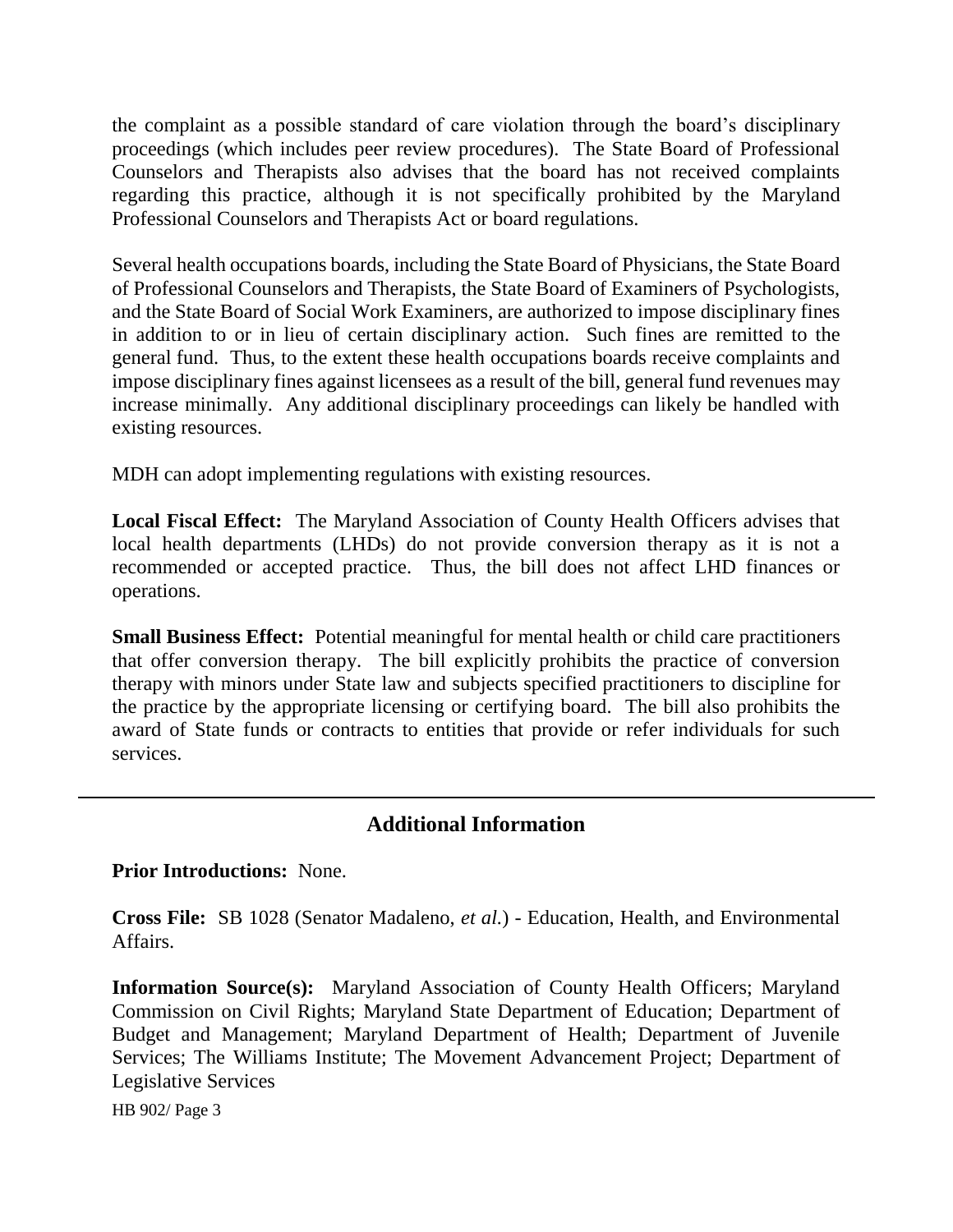the complaint as a possible standard of care violation through the board's disciplinary proceedings (which includes peer review procedures). The State Board of Professional Counselors and Therapists also advises that the board has not received complaints regarding this practice, although it is not specifically prohibited by the Maryland Professional Counselors and Therapists Act or board regulations.

Several health occupations boards, including the State Board of Physicians, the State Board of Professional Counselors and Therapists, the State Board of Examiners of Psychologists, and the State Board of Social Work Examiners, are authorized to impose disciplinary fines in addition to or in lieu of certain disciplinary action. Such fines are remitted to the general fund. Thus, to the extent these health occupations boards receive complaints and impose disciplinary fines against licensees as a result of the bill, general fund revenues may increase minimally. Any additional disciplinary proceedings can likely be handled with existing resources.

MDH can adopt implementing regulations with existing resources.

**Local Fiscal Effect:** The Maryland Association of County Health Officers advises that local health departments (LHDs) do not provide conversion therapy as it is not a recommended or accepted practice. Thus, the bill does not affect LHD finances or operations.

**Small Business Effect:** Potential meaningful for mental health or child care practitioners that offer conversion therapy. The bill explicitly prohibits the practice of conversion therapy with minors under State law and subjects specified practitioners to discipline for the practice by the appropriate licensing or certifying board. The bill also prohibits the award of State funds or contracts to entities that provide or refer individuals for such services.

## Additional Information

**Prior Introductions:** None.

**Cross File:** SB 1028 (Senator Madaleno, *et al.*) - Education, Health, and Environmental Affairs.

**Information Source(s):** Maryland Association of County Health Officers; Maryland Commission on Civil Rights; Maryland State Department of Education; Department of Budget and Management; Maryland Department of Health; Department of Juvenile Services; The Williams Institute; The Movement Advancement Project; Department of Legislative Services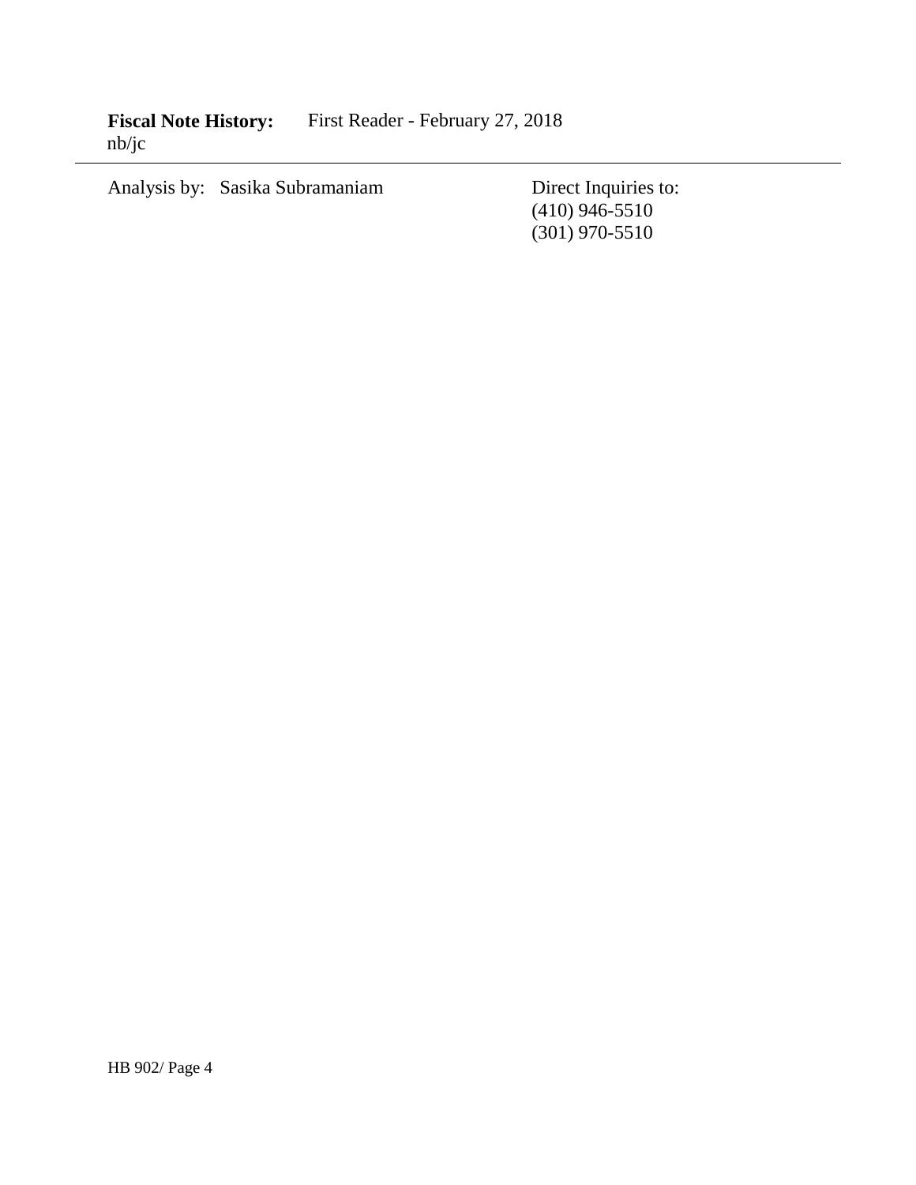**Fiscal Note History:** First Reader - February 27, 2018
nb/jc

---

Analysis by: Sasika Subramaniam

Direct Inquiries to:
(410) 946-5510
(301) 970-5510